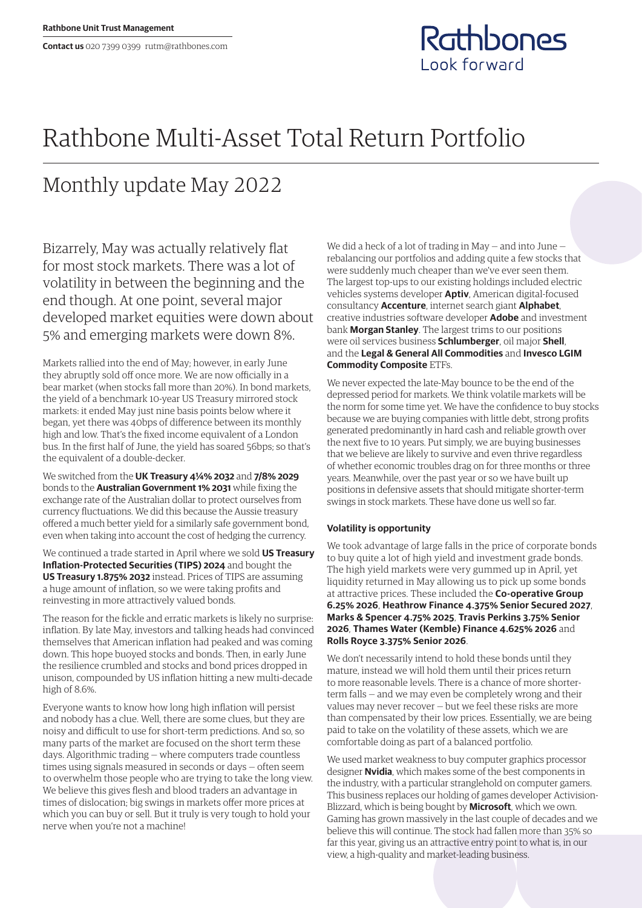Rathbone Unit Trust Management

**Contact us** 020 7399 0399 rutm@rathbones.com

Rathbones Look forward

# Rathbone Multi-Asset Total Return Portfolio

## Monthly update May 2022

Bizarrely, May was actually relatively flat for most stock markets. There was a lot of volatility in between the beginning and the end though. At one point, several major developed market equities were down about 5% and emerging markets were down 8%.

Markets rallied into the end of May; however, in early June they abruptly sold off once more. We are now officially in a bear market (when stocks fall more than 20%). In bond markets, the yield of a benchmark 10-year US Treasury mirrored stock markets: it ended May just nine basis points below where it began, yet there was 40bps of difference between its monthly high and low. That's the fixed income equivalent of a London bus. In the first half of June, the yield has soared 56bps; so that's the equivalent of a double-decker.

We switched from the **UK Treasury 4¼% 2032** and **7/8% 2029** bonds to the **Australian Government 1% 2031** while fixing the exchange rate of the Australian dollar to protect ourselves from currency fluctuations. We did this because the Aussie treasury offered a much better yield for a similarly safe government bond, even when taking into account the cost of hedging the currency.

We continued a trade started in April where we sold **US Treasury Inflation-Protected Securities (TIPS) 2024** and bought the **US Treasury 1.875% 2032** instead. Prices of TIPS are assuming a huge amount of inflation, so we were taking profits and reinvesting in more attractively valued bonds.

The reason for the fickle and erratic markets is likely no surprise: inflation. By late May, investors and talking heads had convinced themselves that American inflation had peaked and was coming down. This hope buoyed stocks and bonds. Then, in early June the resilience crumbled and stocks and bond prices dropped in unison, compounded by US inflation hitting a new multi-decade high of 8.6%.

Everyone wants to know how long high inflation will persist and nobody has a clue. Well, there are some clues, but they are noisy and difficult to use for short-term predictions. And so, so many parts of the market are focused on the short term these days. Algorithmic trading — where computers trade countless times using signals measured in seconds or days — often seem to overwhelm those people who are trying to take the long view. We believe this gives flesh and blood traders an advantage in times of dislocation; big swings in markets offer more prices at which you can buy or sell. But it truly is very tough to hold your nerve when you're not a machine!

We did a heck of a lot of trading in May — and into June — rebalancing our portfolios and adding quite a few stocks that were suddenly much cheaper than we've ever seen them. The largest top-ups to our existing holdings included electric vehicles systems developer **Aptiv**, American digital-focused consultancy **Accenture**, internet search giant **Alphabet**, creative industries software developer **Adobe** and investment bank **Morgan Stanley**. The largest trims to our positions were oil services business **Schlumberger**, oil major **Shell**, and the **Legal & General All Commodities** and **Invesco LGIM Commodity Composite** ETFs.

We never expected the late-May bounce to be the end of the depressed period for markets. We think volatile markets will be the norm for some time yet. We have the confidence to buy stocks because we are buying companies with little debt, strong profits generated predominantly in hard cash and reliable growth over the next five to 10 years. Put simply, we are buying businesses that we believe are likely to survive and even thrive regardless of whether economic troubles drag on for three months or three years. Meanwhile, over the past year or so we have built up positions in defensive assets that should mitigate shorter-term swings in stock markets. These have done us well so far.

### Volatility is opportunity

We took advantage of large falls in the price of corporate bonds to buy quite a lot of high yield and investment grade bonds. The high yield markets were very gummed up in April, yet liquidity returned in May allowing us to pick up some bonds at attractive prices. These included the **Co-operative Group 6.25% 2026**, **Heathrow Finance 4.375% Senior Secured 2027**, **Marks & Spencer 4.75% 2025**, **Travis Perkins 3.75% Senior 2026**, **Thames Water (Kemble) Finance 4.625% 2026** and **Rolls Royce 3.375% Senior 2026**.

We don't necessarily intend to hold these bonds until they mature, instead we will hold them until their prices return to more reasonable levels. There is a chance of more shorter-term falls — and we may even be completely wrong and their values may never recover — but we feel these risks are more than compensated by their low prices. Essentially, we are being paid to take on the volatility of these assets, which we are comfortable doing as part of a balanced portfolio.

We used market weakness to buy computer graphics processor designer **Nvidia**, which makes some of the best components in the industry, with a particular stranglehold on computer gamers. This business replaces our holding of games developer Activision-Blizzard, which is being bought by **Microsoft**, which we own. Gaming has grown massively in the last couple of decades and we believe this will continue. The stock had fallen more than 35% so far this year, giving us an attractive entry point to what is, in our view, a high-quality and market-leading business.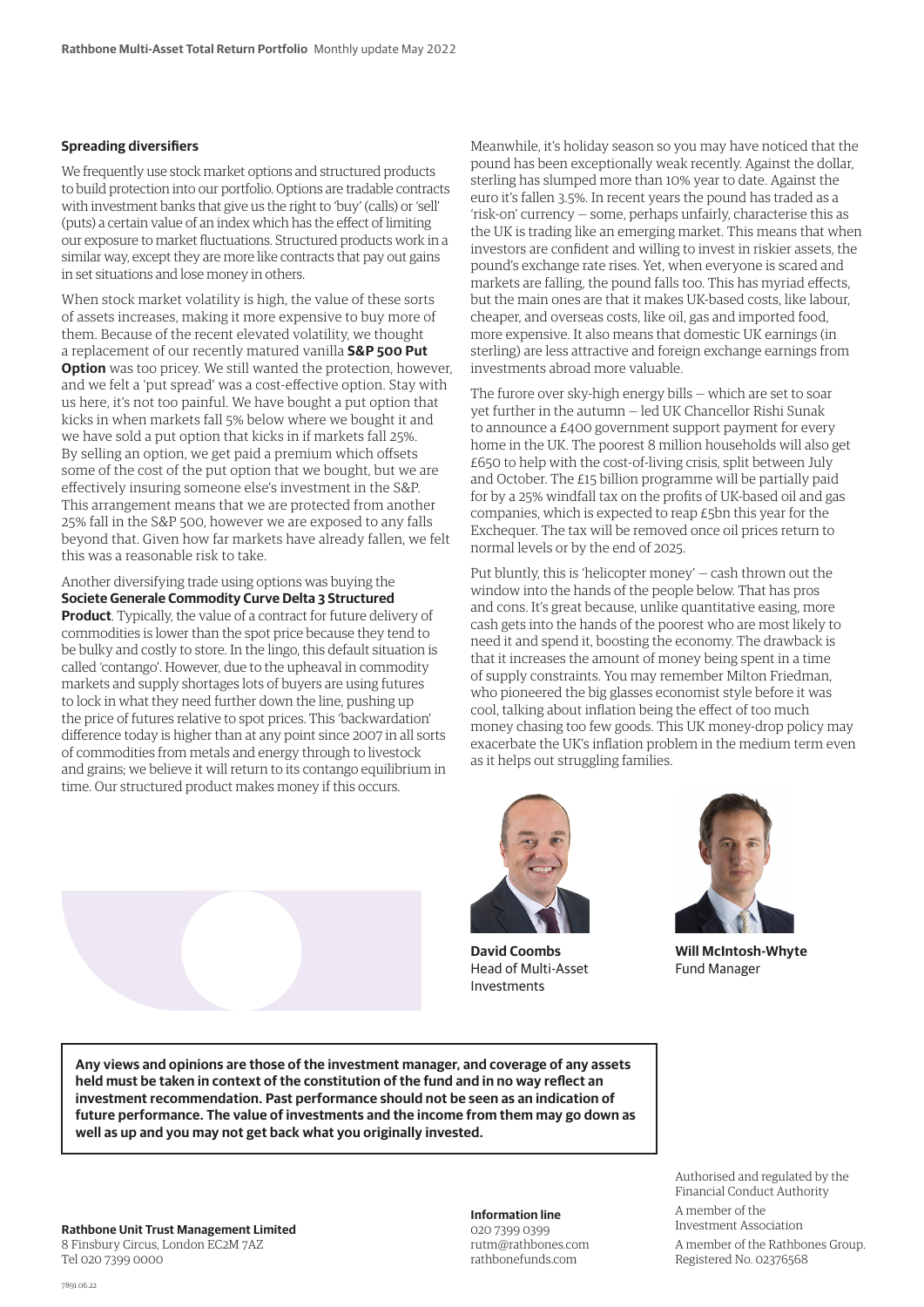### Spreading diversifiers

We frequently use stock market options and structured products to build protection into our portfolio. Options are tradable contracts with investment banks that give us the right to 'buy' (calls) or 'sell' (puts) a certain value of an index which has the effect of limiting our exposure to market fluctuations. Structured products work in a similar way, except they are more like contracts that pay out gains in set situations and lose money in others.

When stock market volatility is high, the value of these sorts of assets increases, making it more expensive to buy more of them. Because of the recent elevated volatility, we thought a replacement of our recently matured vanilla **S&P 500 Put Option** was too pricey. We still wanted the protection, however, and we felt a 'put spread' was a cost-effective option. Stay with us here, it's not too painful. We have bought a put option that kicks in when markets fall 5% below where we bought it and we have sold a put option that kicks in if markets fall 25%. By selling an option, we get paid a premium which offsets some of the cost of the put option that we bought, but we are effectively insuring someone else's investment in the S&P. This arrangement means that we are protected from another 25% fall in the S&P 500, however we are exposed to any falls beyond that. Given how far markets have already fallen, we felt this was a reasonable risk to take.

Another diversifying trade using options was buying the **Societe Generale Commodity Curve Delta 3 Structured Product**. Typically, the value of a contract for future delivery of commodities is lower than the spot price because they tend to be bulky and costly to store. In the lingo, this default situation is called 'contango'. However, due to the upheaval in commodity markets and supply shortages lots of buyers are using futures to lock in what they need further down the line, pushing up the price of futures relative to spot prices. This 'backwardation' difference today is higher than at any point since 2007 in all sorts of commodities from metals and energy through to livestock and grains; we believe it will return to its contango equilibrium in time. Our structured product makes money if this occurs.

Meanwhile, it's holiday season so you may have noticed that the pound has been exceptionally weak recently. Against the dollar, sterling has slumped more than 10% year to date. Against the euro it's fallen 3.5%. In recent years the pound has traded as a 'risk-on' currency — some, perhaps unfairly, characterise this as the UK is trading like an emerging market. This means that when investors are confident and willing to invest in riskier assets, the pound's exchange rate rises. Yet, when everyone is scared and markets are falling, the pound falls too. This has myriad effects, but the main ones are that it makes UK-based costs, like labour, cheaper, and overseas costs, like oil, gas and imported food, more expensive. It also means that domestic UK earnings (in sterling) are less attractive and foreign exchange earnings from investments abroad more valuable.

The furore over sky-high energy bills — which are set to soar yet further in the autumn — led UK Chancellor Rishi Sunak to announce a £400 government support payment for every home in the UK. The poorest 8 million households will also get £650 to help with the cost-of-living crisis, split between July and October. The £15 billion programme will be partially paid for by a 25% windfall tax on the profits of UK-based oil and gas companies, which is expected to reap £5bn this year for the Exchequer. The tax will be removed once oil prices return to normal levels or by the end of 2025.

Put bluntly, this is 'helicopter money' — cash thrown out the window into the hands of the people below. That has pros and cons. It's great because, unlike quantitative easing, more cash gets into the hands of the poorest who are most likely to need it and spend it, boosting the economy. The drawback is that it increases the amount of money being spent in a time of supply constraints. You may remember Milton Friedman, who pioneered the big glasses economist style before it was cool, talking about inflation being the effect of too much money chasing too few goods. This UK money-drop policy may exacerbate the UK's inflation problem in the medium term even as it helps out struggling families.

**David Coombs**
Head of Multi-Asset Investments

**Will McIntosh-Whyte**
Fund Manager

**Any views and opinions are those of the investment manager, and coverage of any assets held must be taken in context of the constitution of the fund and in no way reflect an investment recommendation. Past performance should not be seen as an indication of future performance. The value of investments and the income from them may go down as well as up and you may not get back what you originally invested.**

**Rathbone Unit Trust Management Limited**
8 Finsbury Circus, London EC2M 7AZ
Tel 020 7399 0000

**Information line**
020 7399 0399
rutm@rathbones.com
rathbonefunds.com

Authorised and regulated by the Financial Conduct Authority
A member of the Investment Association
A member of the Rathbones Group. Registered No. 02376568

7891.06.22